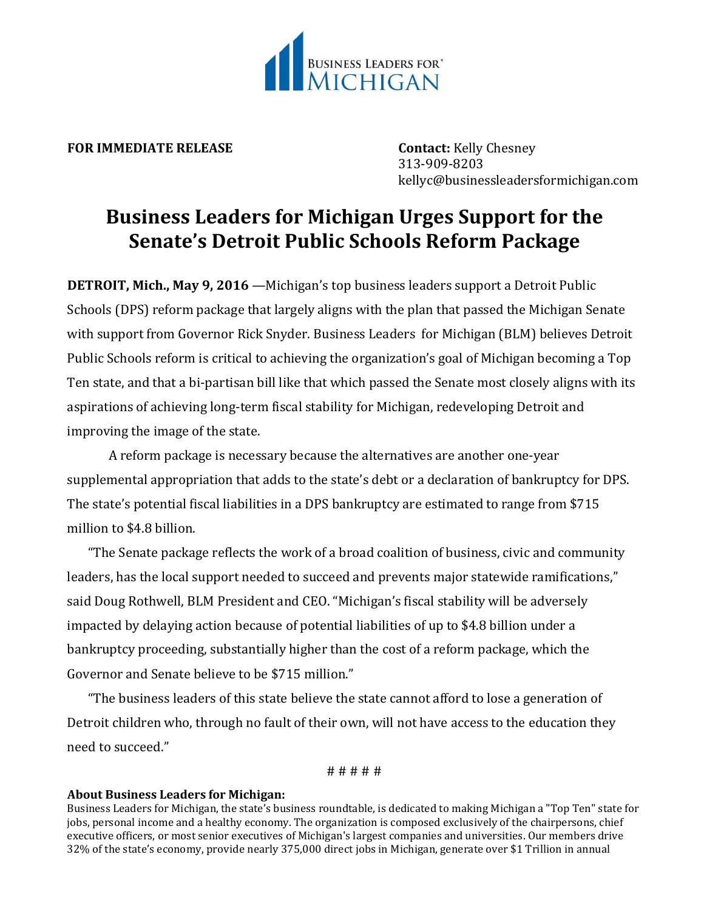**FOR IMMEDIATE RELEASE**

**Contact:** Kelly Chesney
313-909-8203
kellyc@businessleadersformichigan.com

# Business Leaders for Michigan Urges Support for the Senate's Detroit Public Schools Reform Package

**DETROIT, Mich., May 9, 2016** —Michigan's top business leaders support a Detroit Public Schools (DPS) reform package that largely aligns with the plan that passed the Michigan Senate with support from Governor Rick Snyder. Business Leaders for Michigan (BLM) believes Detroit Public Schools reform is critical to achieving the organization's goal of Michigan becoming a Top Ten state, and that a bi-partisan bill like that which passed the Senate most closely aligns with its aspirations of achieving long-term fiscal stability for Michigan, redeveloping Detroit and improving the image of the state.

A reform package is necessary because the alternatives are another one-year supplemental appropriation that adds to the state's debt or a declaration of bankruptcy for DPS. The state's potential fiscal liabilities in a DPS bankruptcy are estimated to range from $715 million to $4.8 billion.

"The Senate package reflects the work of a broad coalition of business, civic and community leaders, has the local support needed to succeed and prevents major statewide ramifications," said Doug Rothwell, BLM President and CEO. "Michigan's fiscal stability will be adversely impacted by delaying action because of potential liabilities of up to $4.8 billion under a bankruptcy proceeding, substantially higher than the cost of a reform package, which the Governor and Senate believe to be $715 million."

"The business leaders of this state believe the state cannot afford to lose a generation of Detroit children who, through no fault of their own, will not have access to the education they need to succeed."

# # # # #

**About Business Leaders for Michigan:**
Business Leaders for Michigan, the state's business roundtable, is dedicated to making Michigan a "Top Ten" state for jobs, personal income and a healthy economy. The organization is composed exclusively of the chairpersons, chief executive officers, or most senior executives of Michigan's largest companies and universities. Our members drive 32% of the state's economy, provide nearly 375,000 direct jobs in Michigan, generate over $1 Trillion in annual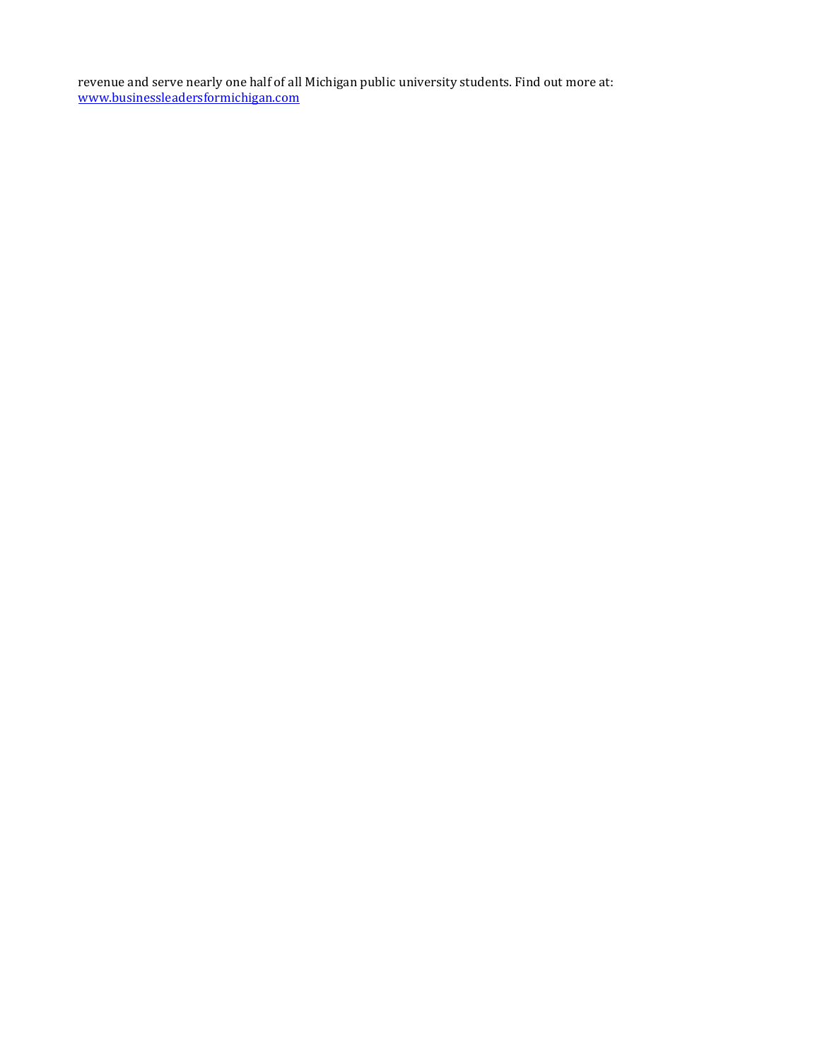revenue and serve nearly one half of all Michigan public university students. Find out more at: [www.businessleadersformichigan.com](http://www.businessleadersformichigan.com)